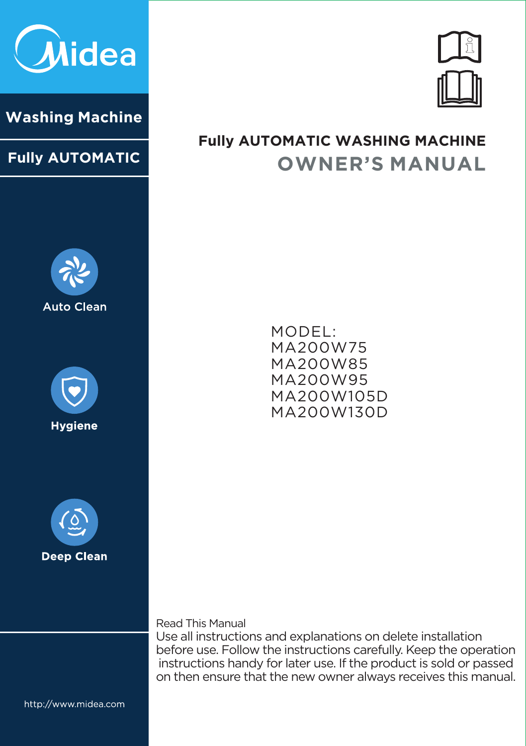Midea

**Washing Machine**

**Fully AUTOMATIC**

Auto Clean

Hygiene

Deep Clean

http://www.midea.com

# Fully AUTOMATIC WASHING MACHINE

# OWNER'S MANUAL

MODEL:
MA200W75
MA200W85
MA200W95
MA200W105D
MA200W130D

Read This Manual

Use all instructions and explanations on delete installation before use. Follow the instructions carefully. Keep the operation instructions handy for later use. If the product is sold or passed on then ensure that the new owner always receives this manual.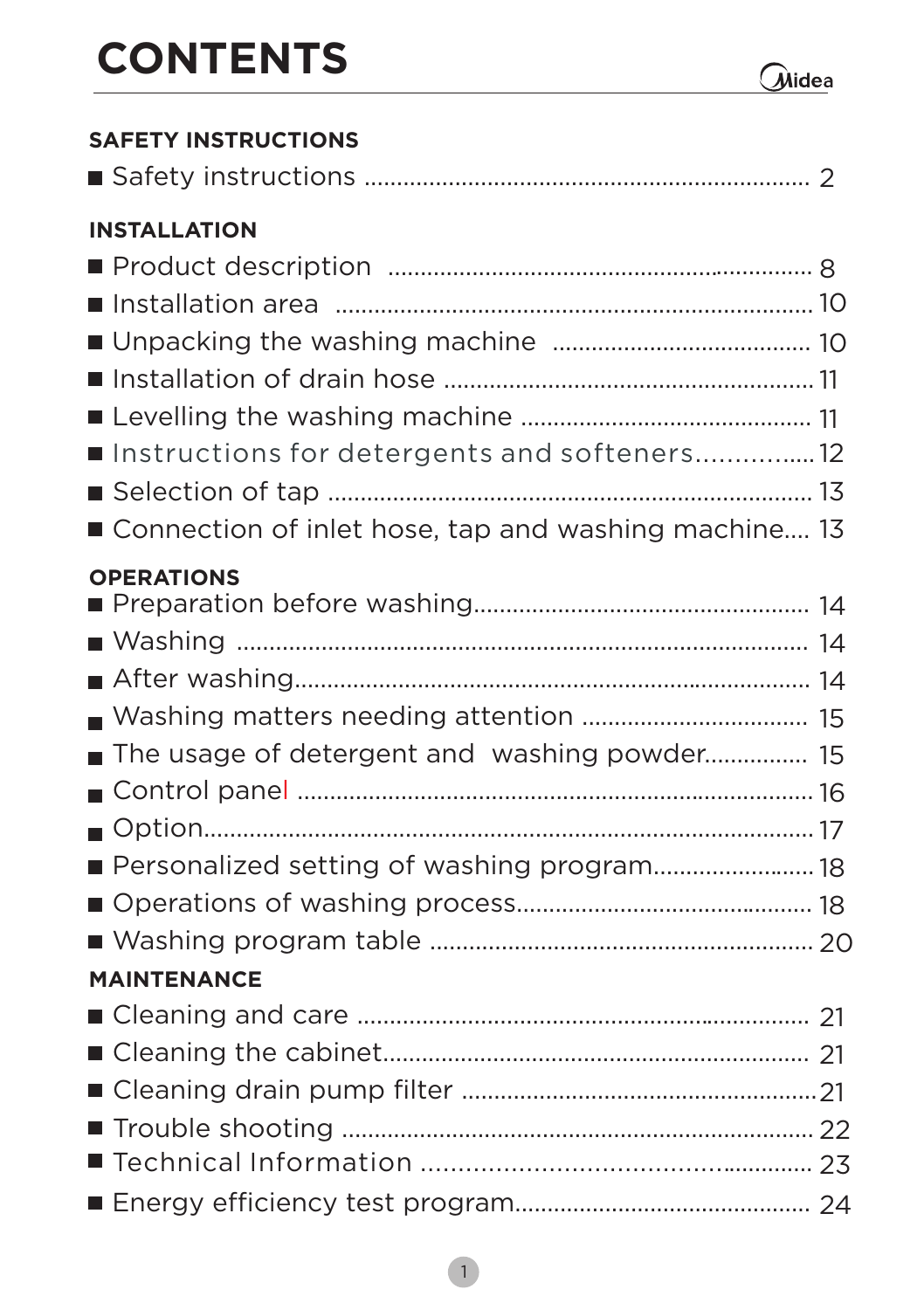# CONTENTS

**SAFETY INSTRUCTIONS**

- Safety instructions .................................................................... 2

**INSTALLATION**

- Product description ................................................................ 8
- Installation area ........................................................................ 10
- Unpacking the washing machine ....................................... 10
- Installation of drain hose ........................................................ 11
- Levelling the washing machine ............................................ 11
- Instructions for detergents and softeners................12
- Selection of tap ........................................................................ 13
- Connection of inlet hose, tap and washing machine.... 13

**OPERATIONS**

- Preparation before washing.................................................. 14
- Washing ...................................................................................... 14
- After washing.............................................................................. 14
- Washing matters needing attention .................................. 15
- The usage of detergent and washing powder................ 15
- Control panel ............................................................................. 16
- Option.......................................................................................... 17
- Personalized setting of washing program........................ 18
- Operations of washing process............................................ 18
- Washing program table ......................................................... 20

**MAINTENANCE**

- Cleaning and care ................................................................... 21
- Cleaning the cabinet................................................................ 21
- Cleaning drain pump filter .......................................................21
- Trouble shooting ...................................................................... 22
- Technical Information ............................................................. 23
- Energy efficiency test program............................................ 24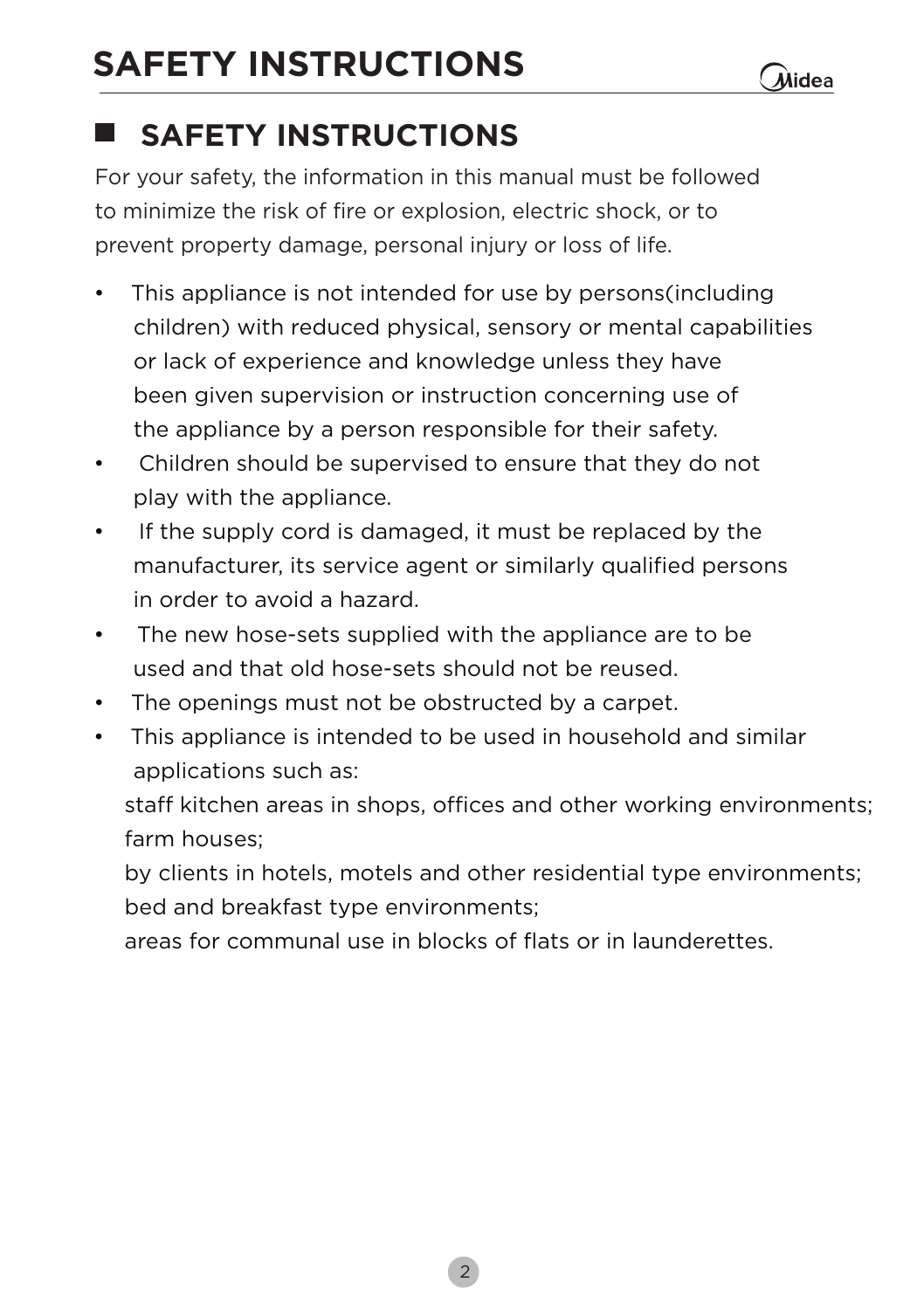# SAFETY INSTRUCTIONS

## SAFETY INSTRUCTIONS

For your safety, the information in this manual must be followed to minimize the risk of fire or explosion, electric shock, or to prevent property damage, personal injury or loss of life.

- This appliance is not intended for use by persons(including children) with reduced physical, sensory or mental capabilities or lack of experience and knowledge unless they have been given supervision or instruction concerning use of the appliance by a person responsible for their safety.
- Children should be supervised to ensure that they do not play with the appliance.
- If the supply cord is damaged, it must be replaced by the manufacturer, its service agent or similarly qualified persons in order to avoid a hazard.
- The new hose-sets supplied with the appliance are to be used and that old hose-sets should not be reused.
- The openings must not be obstructed by a carpet.
- This appliance is intended to be used in household and similar applications such as:

  staff kitchen areas in shops, offices and other working environments;
  farm houses;
  by clients in hotels, motels and other residential type environments;
  bed and breakfast type environments;
  areas for communal use in blocks of flats or in launderettes.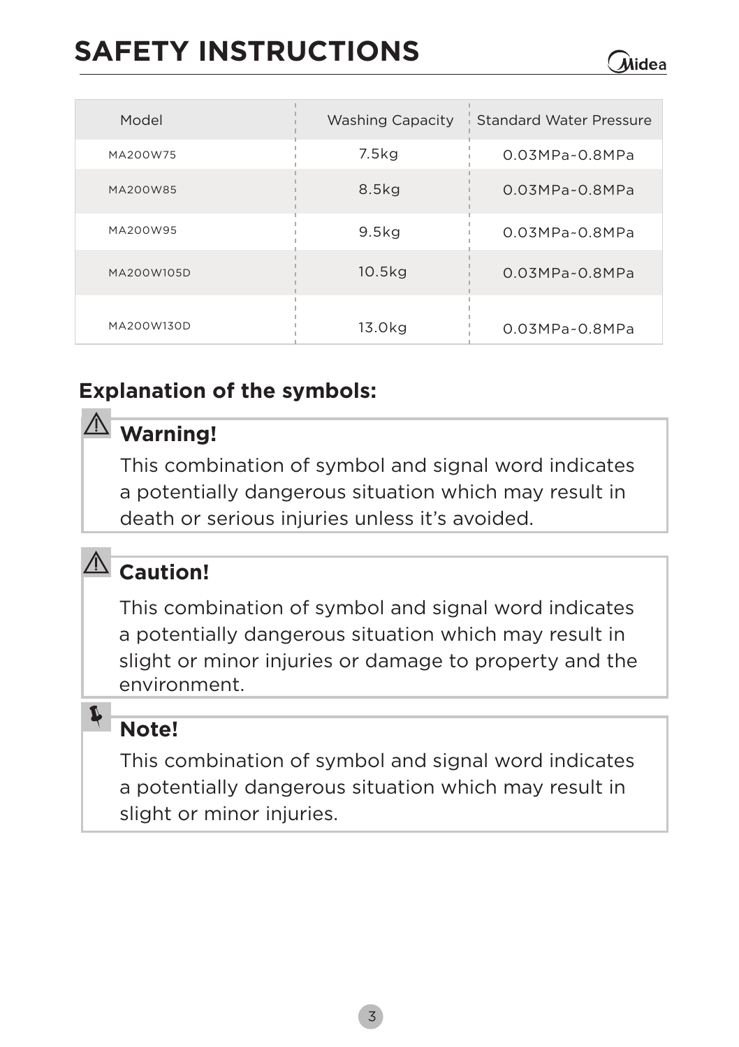# SAFETY INSTRUCTIONS

| Model | Washing Capacity | Standard Water Pressure |
| --- | --- | --- |
| MA200W75 | 7.5kg | 0.03MPa~0.8MPa |
| MA200W85 | 8.5kg | 0.03MPa~0.8MPa |
| MA200W95 | 9.5kg | 0.03MPa~0.8MPa |
| MA200W105D | 10.5kg | 0.03MPa~0.8MPa |
| MA200W130D | 13.0kg | 0.03MPa~0.8MPa |

## Explanation of the symbols:

⚠ **Warning!**

This combination of symbol and signal word indicates a potentially dangerous situation which may result in death or serious injuries unless it's avoided.

⚠ **Caution!**

This combination of symbol and signal word indicates a potentially dangerous situation which may result in slight or minor injuries or damage to property and the environment.

**Note!**

This combination of symbol and signal word indicates a potentially dangerous situation which may result in slight or minor injuries.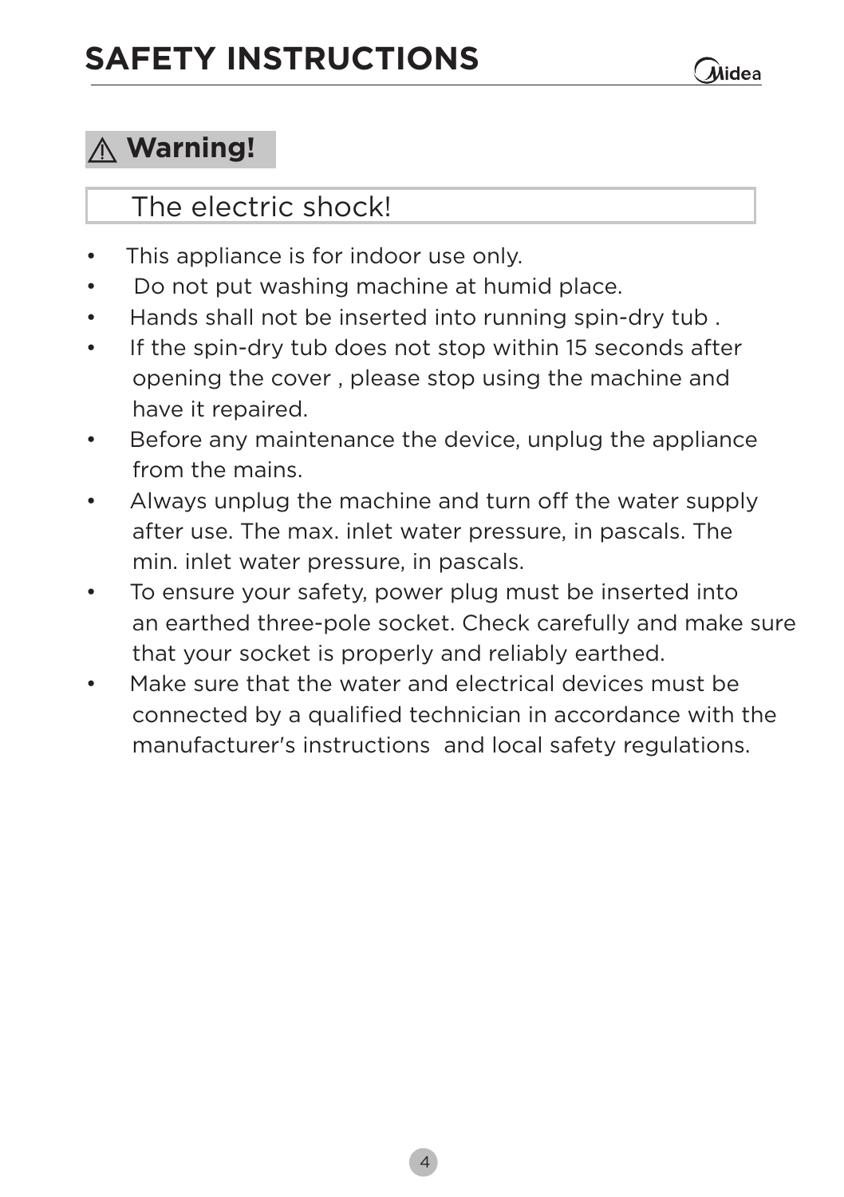# SAFETY INSTRUCTIONS

## ⚠ Warning!

### The electric shock!

- This appliance is for indoor use only.
- Do not put washing machine at humid place.
- Hands shall not be inserted into running spin-dry tub .
- If the spin-dry tub does not stop within 15 seconds after opening the cover , please stop using the machine and have it repaired.
- Before any maintenance the device, unplug the appliance from the mains.
- Always unplug the machine and turn off the water supply after use. The max. inlet water pressure, in pascals. The min. inlet water pressure, in pascals.
- To ensure your safety, power plug must be inserted into an earthed three-pole socket. Check carefully and make sure that your socket is properly and reliably earthed.
- Make sure that the water and electrical devices must be connected by a qualified technician in accordance with the manufacturer's instructions and local safety regulations.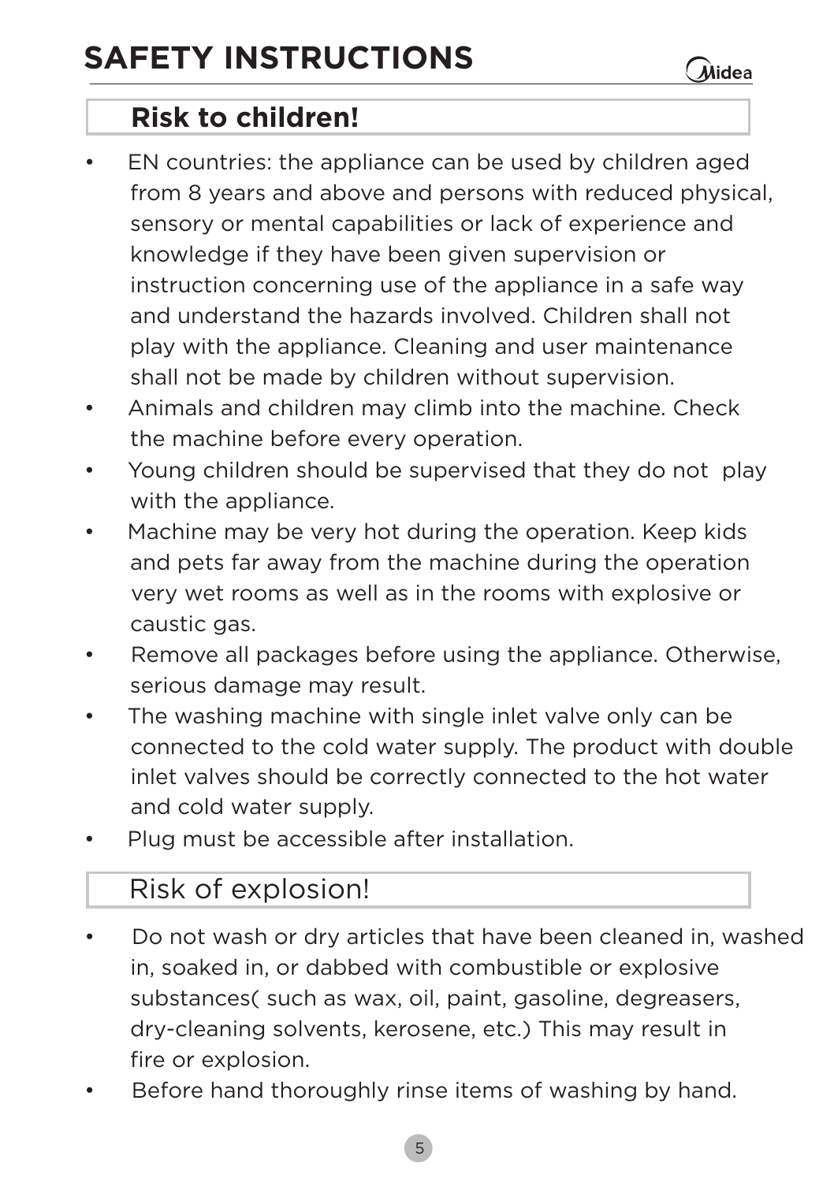# SAFETY INSTRUCTIONS

## **Risk to children!**

- EN countries: the appliance can be used by children aged from 8 years and above and persons with reduced physical, sensory or mental capabilities or lack of experience and knowledge if they have been given supervision or instruction concerning use of the appliance in a safe way and understand the hazards involved. Children shall not play with the appliance. Cleaning and user maintenance shall not be made by children without supervision.
- Animals and children may climb into the machine. Check the machine before every operation.
- Young children should be supervised that they do not play with the appliance.
- Machine may be very hot during the operation. Keep kids and pets far away from the machine during the operation very wet rooms as well as in the rooms with explosive or caustic gas.
- Remove all packages before using the appliance. Otherwise, serious damage may result.
- The washing machine with single inlet valve only can be connected to the cold water supply. The product with double inlet valves should be correctly connected to the hot water and cold water supply.
- Plug must be accessible after installation.

## Risk of explosion!

- Do not wash or dry articles that have been cleaned in, washed in, soaked in, or dabbed with combustible or explosive substances( such as wax, oil, paint, gasoline, degreasers, dry-cleaning solvents, kerosene, etc.) This may result in fire or explosion.
- Before hand thoroughly rinse items of washing by hand.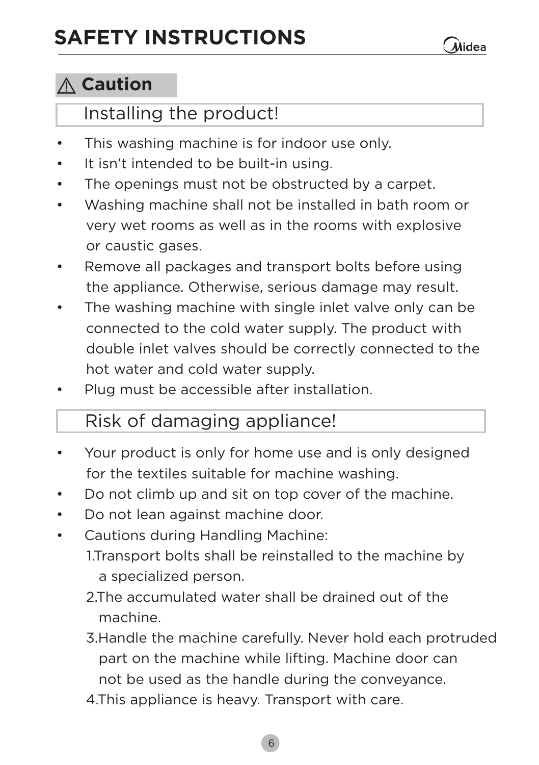# SAFETY INSTRUCTIONS

## ⚠ Caution

### Installing the product!

- This washing machine is for indoor use only.
- It isn't intended to be built-in using.
- The openings must not be obstructed by a carpet.
- Washing machine shall not be installed in bath room or very wet rooms as well as in the rooms with explosive or caustic gases.
- Remove all packages and transport bolts before using the appliance. Otherwise, serious damage may result.
- The washing machine with single inlet valve only can be connected to the cold water supply. The product with double inlet valves should be correctly connected to the hot water and cold water supply.
- Plug must be accessible after installation.

### Risk of damaging appliance!

- Your product is only for home use and is only designed for the textiles suitable for machine washing.
- Do not climb up and sit on top cover of the machine.
- Do not lean against machine door.
- Cautions during Handling Machine:
  1. Transport bolts shall be reinstalled to the machine by a specialized person.
  2. The accumulated water shall be drained out of the machine.
  3. Handle the machine carefully. Never hold each protruded part on the machine while lifting. Machine door can not be used as the handle during the conveyance.
  4. This appliance is heavy. Transport with care.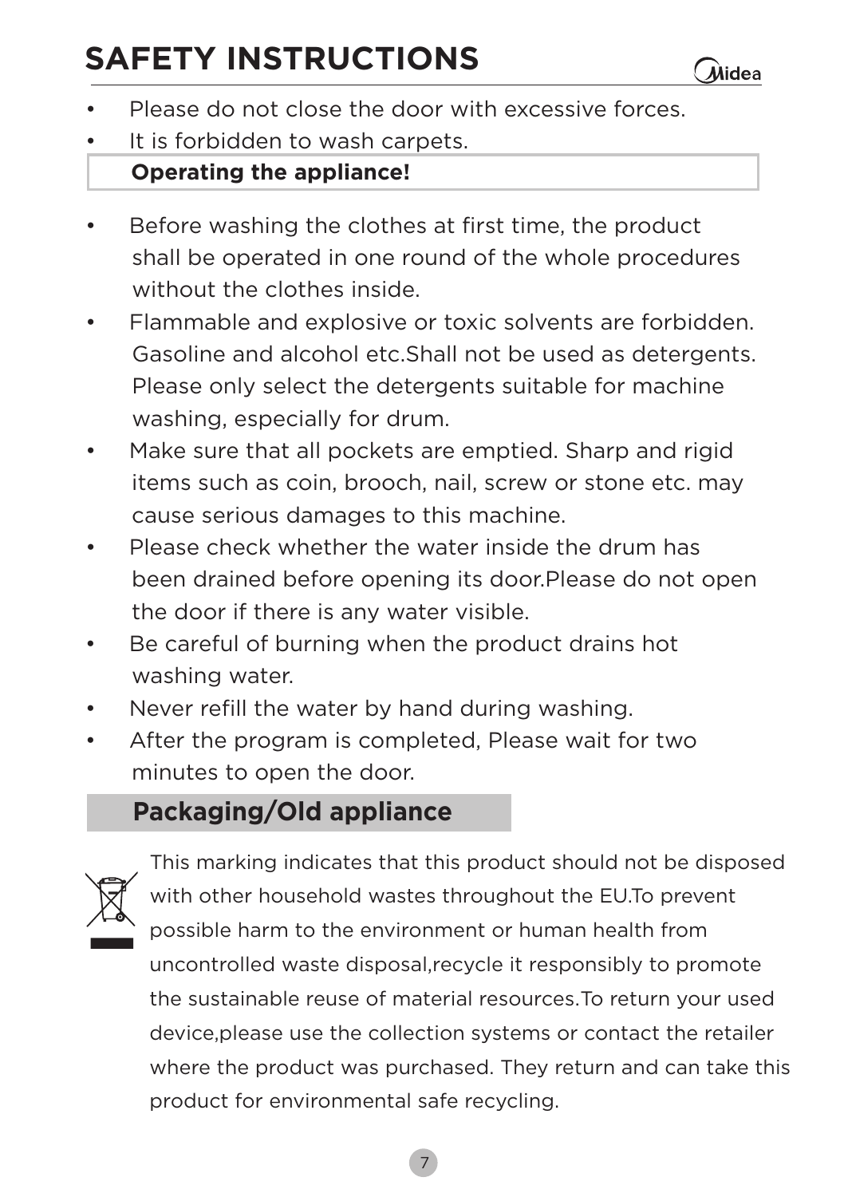# SAFETY INSTRUCTIONS

- Please do not close the door with excessive forces.
- It is forbidden to wash carpets.

**Operating the appliance!**

- Before washing the clothes at first time, the product shall be operated in one round of the whole procedures without the clothes inside.
- Flammable and explosive or toxic solvents are forbidden. Gasoline and alcohol etc.Shall not be used as detergents. Please only select the detergents suitable for machine washing, especially for drum.
- Make sure that all pockets are emptied. Sharp and rigid items such as coin, brooch, nail, screw or stone etc. may cause serious damages to this machine.
- Please check whether the water inside the drum has been drained before opening its door.Please do not open the door if there is any water visible.
- Be careful of burning when the product drains hot washing water.
- Never refill the water by hand during washing.
- After the program is completed, Please wait for two minutes to open the door.

## Packaging/Old appliance

This marking indicates that this product should not be disposed with other household wastes throughout the EU.To prevent possible harm to the environment or human health from uncontrolled waste disposal,recycle it responsibly to promote the sustainable reuse of material resources.To return your used device,please use the collection systems or contact the retailer where the product was purchased. They return and can take this product for environmental safe recycling.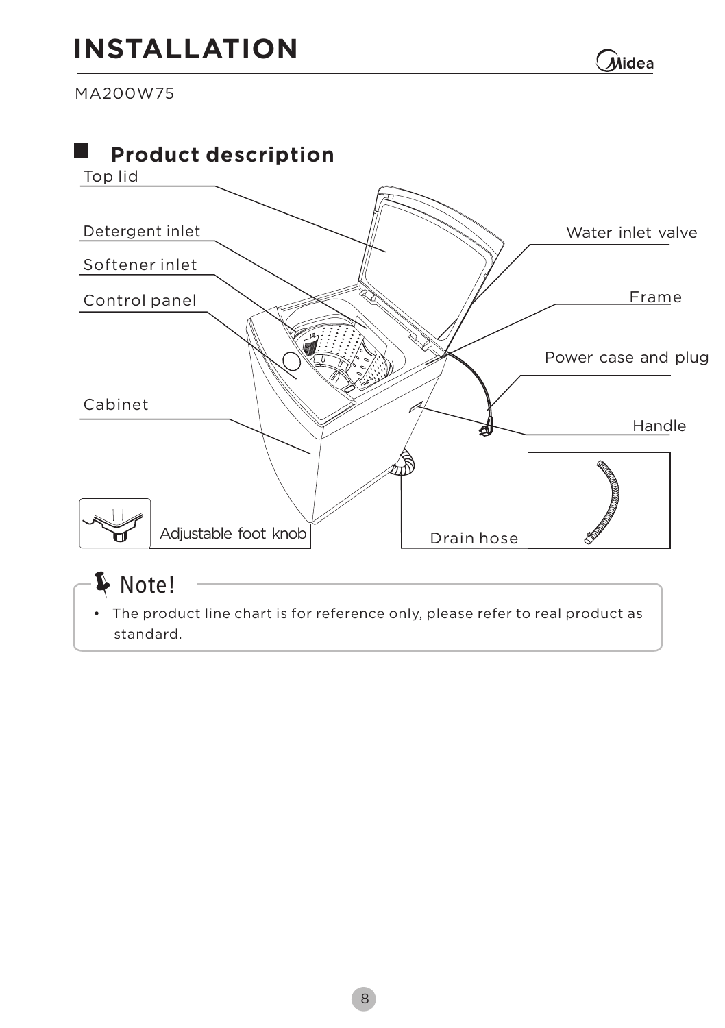# INSTALLATION

MA200W75

## Product description

Top lid

Detergent inlet

Softener inlet

Control panel

Cabinet

Adjustable foot knob

Water inlet valve

Frame

Power case and plug

Handle

Drain hose

**Note!**

- The product line chart is for reference only, please refer to real product as standard.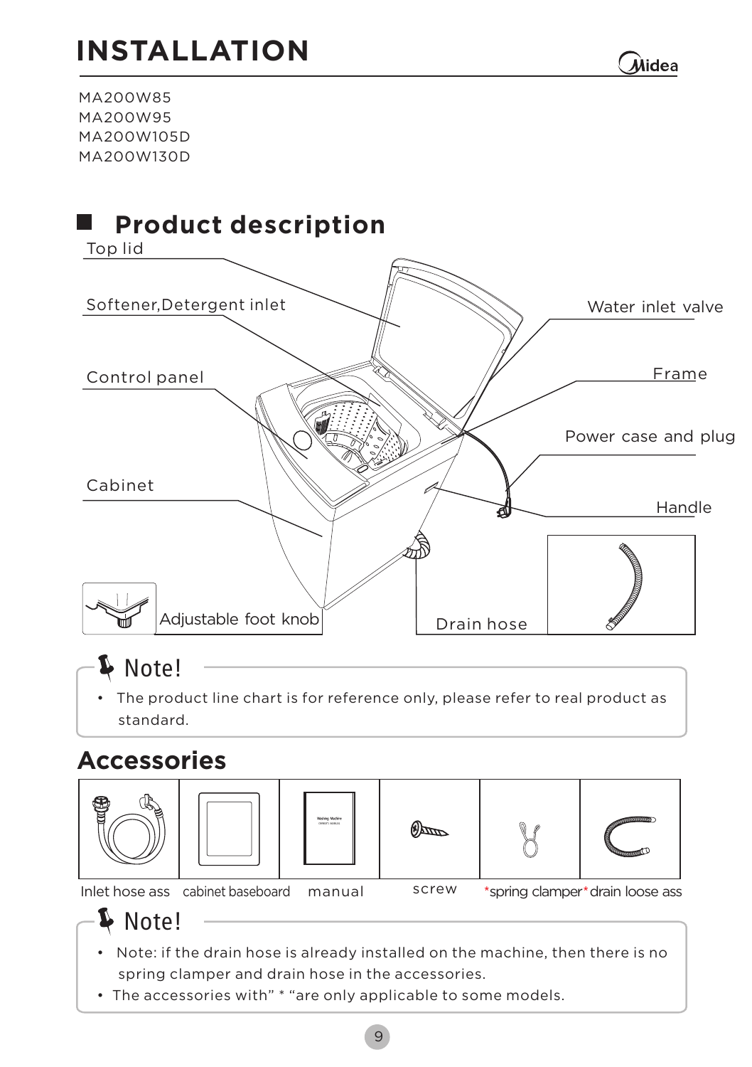# INSTALLATION

MA200W85
MA200W95
MA200W105D
MA200W130D

## Product description

Top lid

Softener,Detergent inlet

Control panel

Cabinet

Adjustable foot knob

Water inlet valve

Frame

Power case and plug

Handle

Drain hose

**Note!**

- The product line chart is for reference only, please refer to real product as standard.

## Accessories

| Inlet hose ass | cabinet baseboard | manual | screw | *spring clamper | *drain loose ass |
|---|---|---|---|---|---|

**Note!**

- Note: if the drain hose is already installed on the machine, then there is no spring clamper and drain hose in the accessories.
- The accessories with" * "are only applicable to some models.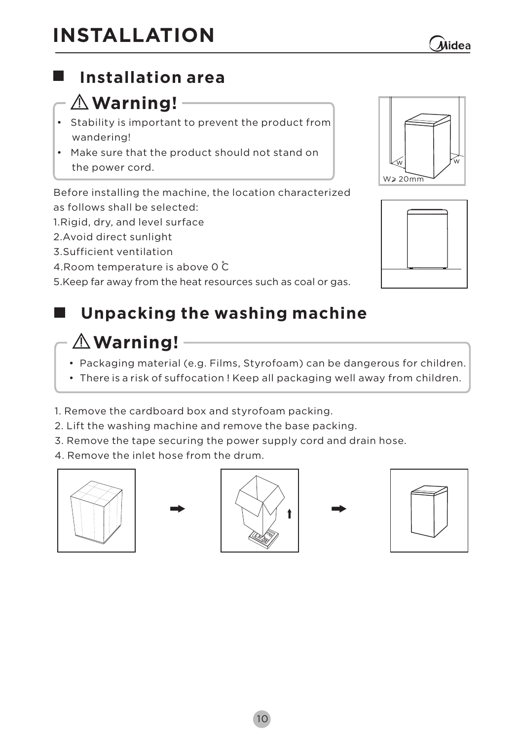# INSTALLATION

## Installation area

### ⚠ Warning!

- Stability is important to prevent the product from wandering!
- Make sure that the product should not stand on the power cord.

W≥ 20mm

Before installing the machine, the location characterized as follows shall be selected:

1.Rigid, dry, and level surface
2.Avoid direct sunlight
3.Sufficient ventilation
4.Room temperature is above 0 ℃
5.Keep far away from the heat resources such as coal or gas.

## Unpacking the washing machine

### ⚠ Warning!

- Packaging material (e.g. Films, Styrofoam) can be dangerous for children.
- There is a risk of suffocation ! Keep all packaging well away from children.

1. Remove the cardboard box and styrofoam packing.
2. Lift the washing machine and remove the base packing.
3. Remove the tape securing the power supply cord and drain hose.
4. Remove the inlet hose from the drum.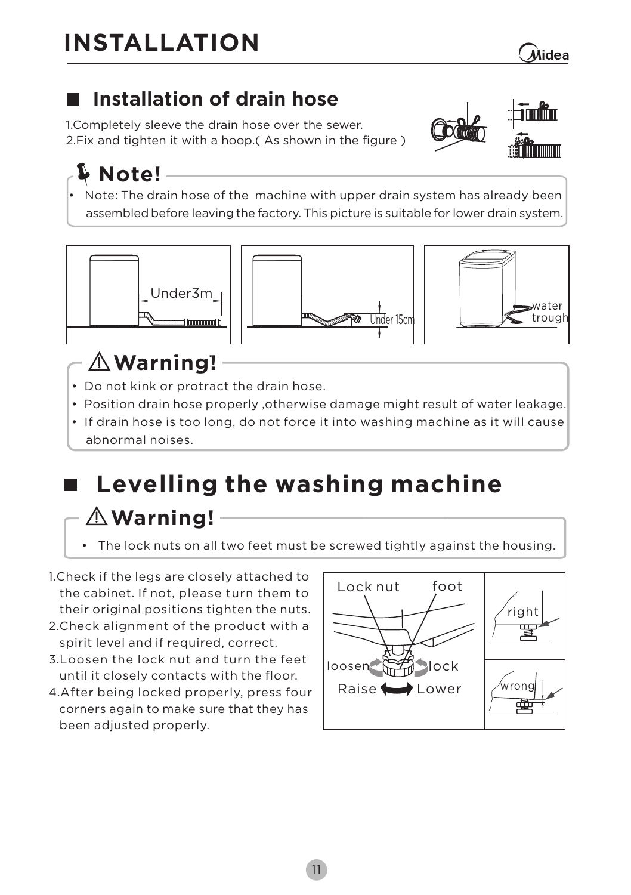# INSTALLATION

## Installation of drain hose

1.Completely sleeve the drain hose over the sewer.
2.Fix and tighten it with a hoop.( As shown in the figure )

### Note!

- Note: The drain hose of the machine with upper drain system has already been assembled before leaving the factory. This picture is suitable for lower drain system.

Under3m

Under 15cm

water trough

### Warning!

- Do not kink or protract the drain hose.
- Position drain hose properly ,otherwise damage might result of water leakage.
- If drain hose is too long, do not force it into washing machine as it will cause abnormal noises.

## Levelling the washing machine

### Warning!

- The lock nuts on all two feet must be screwed tightly against the housing.

1.Check if the legs are closely attached to the cabinet. If not, please turn them to their original positions tighten the nuts.
2.Check alignment of the product with a spirit level and if required, correct.
3.Loosen the lock nut and turn the feet until it closely contacts with the floor.
4.After being locked properly, press four corners again to make sure that they has been adjusted properly.

Lock nut | foot | loosen | lock | Raise | Lower | right | wrong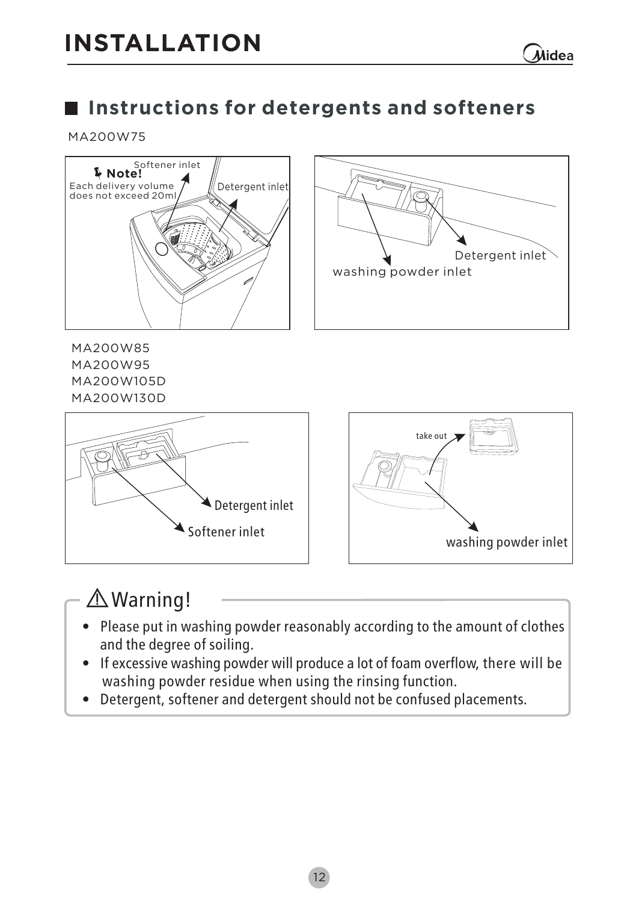# INSTALLATION

## Instructions for detergents and softeners

MA200W75

**Note!** Each delivery volume does not exceed 20ml

Softener inlet

Detergent inlet

Detergent inlet

washing powder inlet

MA200W85
MA200W95
MA200W105D
MA200W130D

Detergent inlet

Softener inlet

take out

washing powder inlet

### ⚠ Warning!

- Please put in washing powder reasonably according to the amount of clothes and the degree of soiling.
- If excessive washing powder will produce a lot of foam overflow, there will be washing powder residue when using the rinsing function.
- Detergent, softener and detergent should not be confused placements.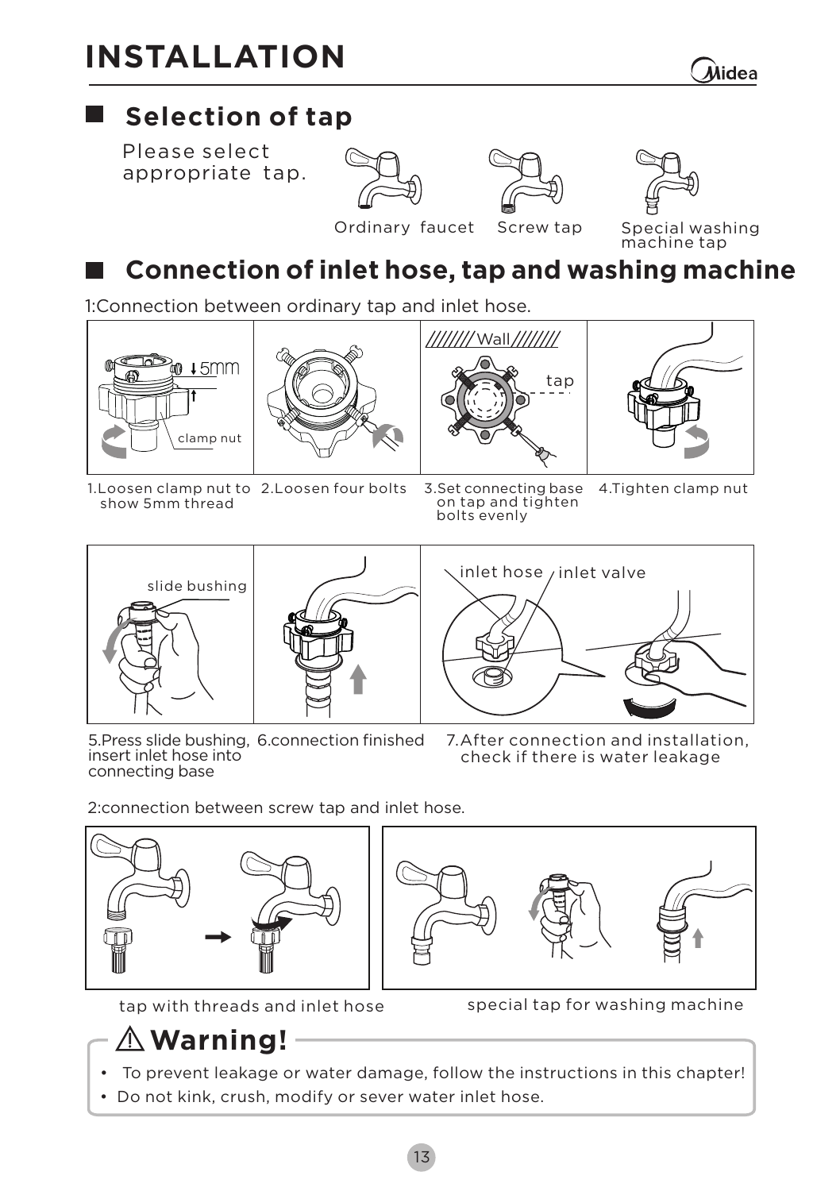# INSTALLATION

## Selection of tap

Please select appropriate tap.

Ordinary faucet    Screw tap    Special washing machine tap

## Connection of inlet hose, tap and washing machine

1:Connection between ordinary tap and inlet hose.

5mm

clamp nut

Wall

tap

1. Loosen clamp nut to show 5mm thread
2. Loosen four bolts
3. Set connecting base on tap and tighten bolts evenly
4. Tighten clamp nut

slide bushing

inlet hose    inlet valve

5. Press slide bushing, insert inlet hose into connecting base
6. connection finished
7. After connection and installation, check if there is water leakage

2:connection between screw tap and inlet hose.

tap with threads and inlet hose

special tap for washing machine

### ⚠ Warning!

- To prevent leakage or water damage, follow the instructions in this chapter!
- Do not kink, crush, modify or sever water inlet hose.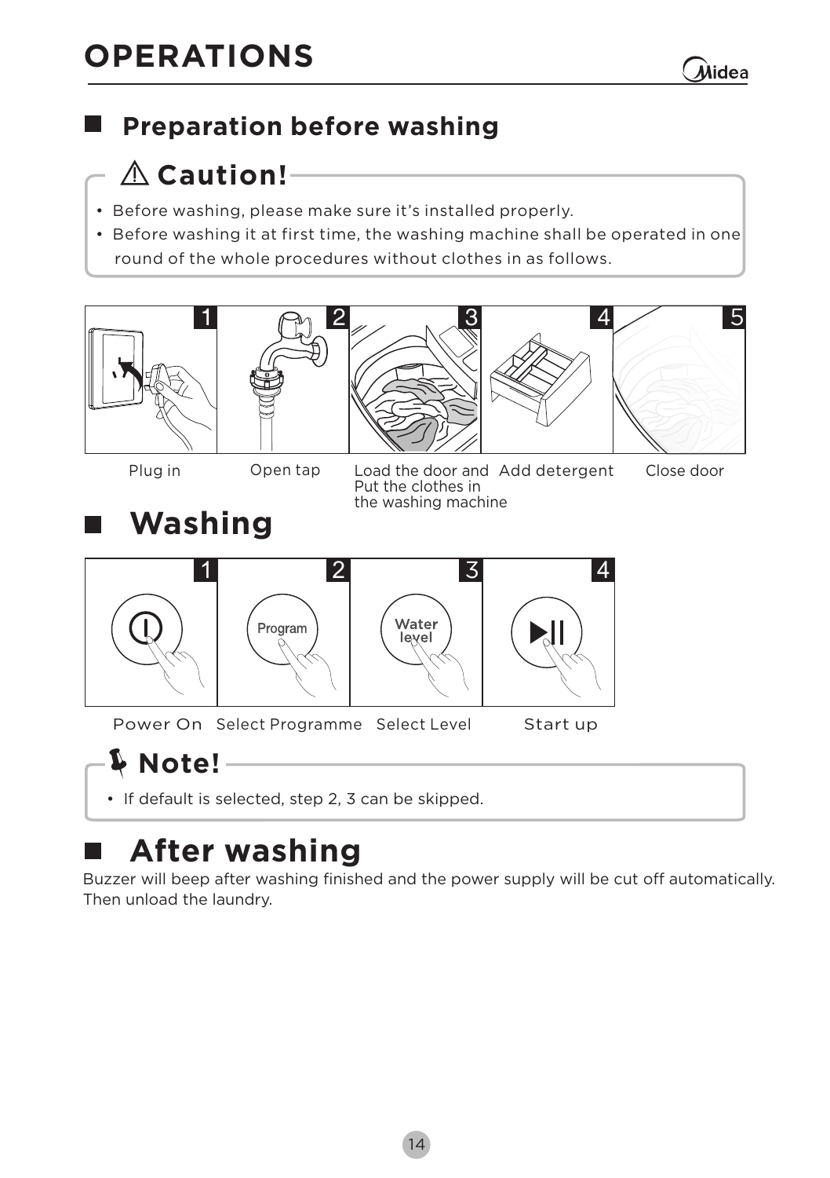# OPERATIONS

## Preparation before washing

**⚠ Caution!**

- Before washing, please make sure it's installed properly.
- Before washing it at first time, the washing machine shall be operated in one round of the whole procedures without clothes in as follows.

1. Plug in
2. Open tap
3. Load the door and Put the clothes in the washing machine
4. Add detergent
5. Close door

## Washing

1. Power On
2. Select Programme
3. Select Level
4. Start up

**Note!**

- If default is selected, step 2, 3 can be skipped.

## After washing

Buzzer will beep after washing finished and the power supply will be cut off automatically. Then unload the laundry.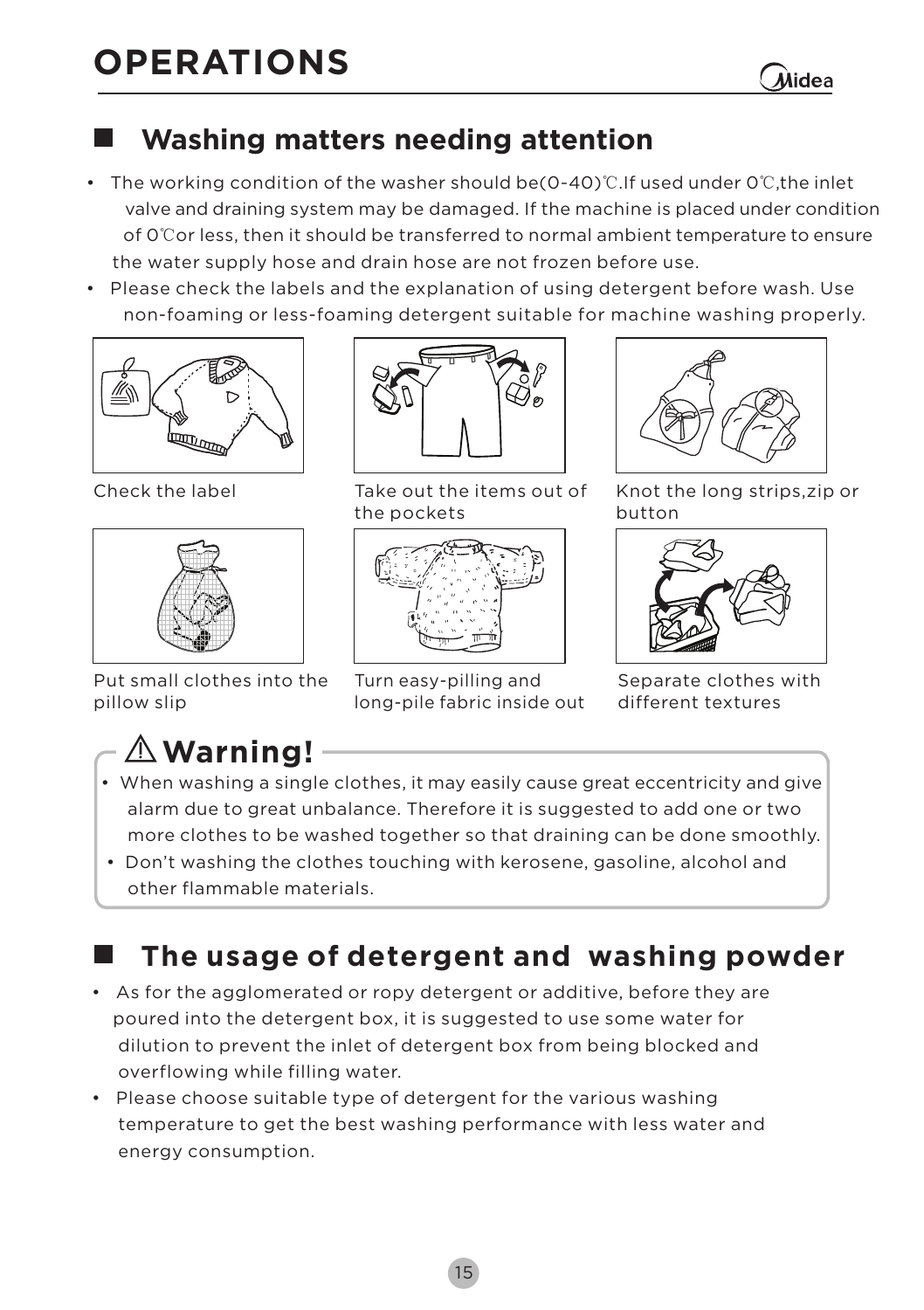# OPERATIONS

## Washing matters needing attention

- The working condition of the washer should be(0-40)℃.If used under 0℃,the inlet valve and draining system may be damaged. If the machine is placed under condition of 0℃or less, then it should be transferred to normal ambient temperature to ensure the water supply hose and drain hose are not frozen before use.
- Please check the labels and the explanation of using detergent before wash. Use non-foaming or less-foaming detergent suitable for machine washing properly.

Check the label

Take out the items out of the pockets

Knot the long strips,zip or button

Put small clothes into the pillow slip

Turn easy-pilling and long-pile fabric inside out

Separate clothes with different textures

### ⚠ Warning!

- When washing a single clothes, it may easily cause great eccentricity and give alarm due to great unbalance. Therefore it is suggested to add one or two more clothes to be washed together so that draining can be done smoothly.
- Don't washing the clothes touching with kerosene, gasoline, alcohol and other flammable materials.

## The usage of detergent and washing powder

- As for the agglomerated or ropy detergent or additive, before they are poured into the detergent box, it is suggested to use some water for dilution to prevent the inlet of detergent box from being blocked and overflowing while filling water.
- Please choose suitable type of detergent for the various washing temperature to get the best washing performance with less water and energy consumption.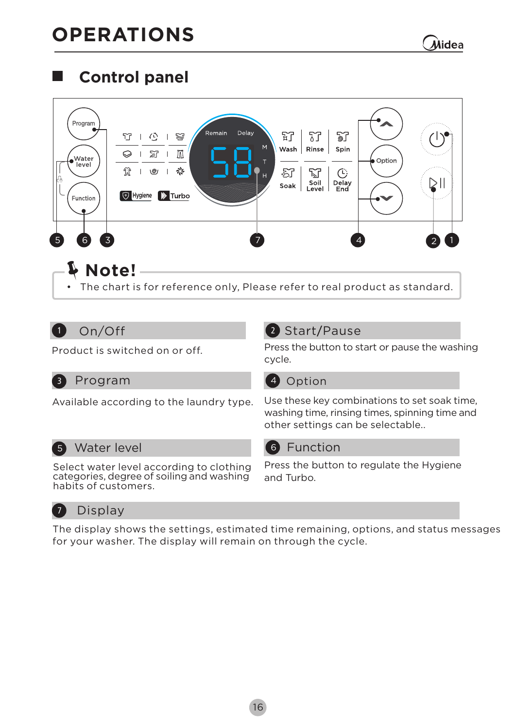# OPERATIONS

## Control panel

> **Note!**
> - The chart is for reference only, Please refer to real product as standard.

### 1 On/Off

Product is switched on or off.

### 2 Start/Pause

Press the button to start or pause the washing cycle.

### 3 Program

Available according to the laundry type.

### 4 Option

Use these key combinations to set soak time, washing time, rinsing times, spinning time and other settings can be selectable..

### 5 Water level

Select water level according to clothing categories, degree of soiling and washing habits of customers.

### 6 Function

Press the button to regulate the Hygiene and Turbo.

### 7 Display

The display shows the settings, estimated time remaining, options, and status messages for your washer. The display will remain on through the cycle.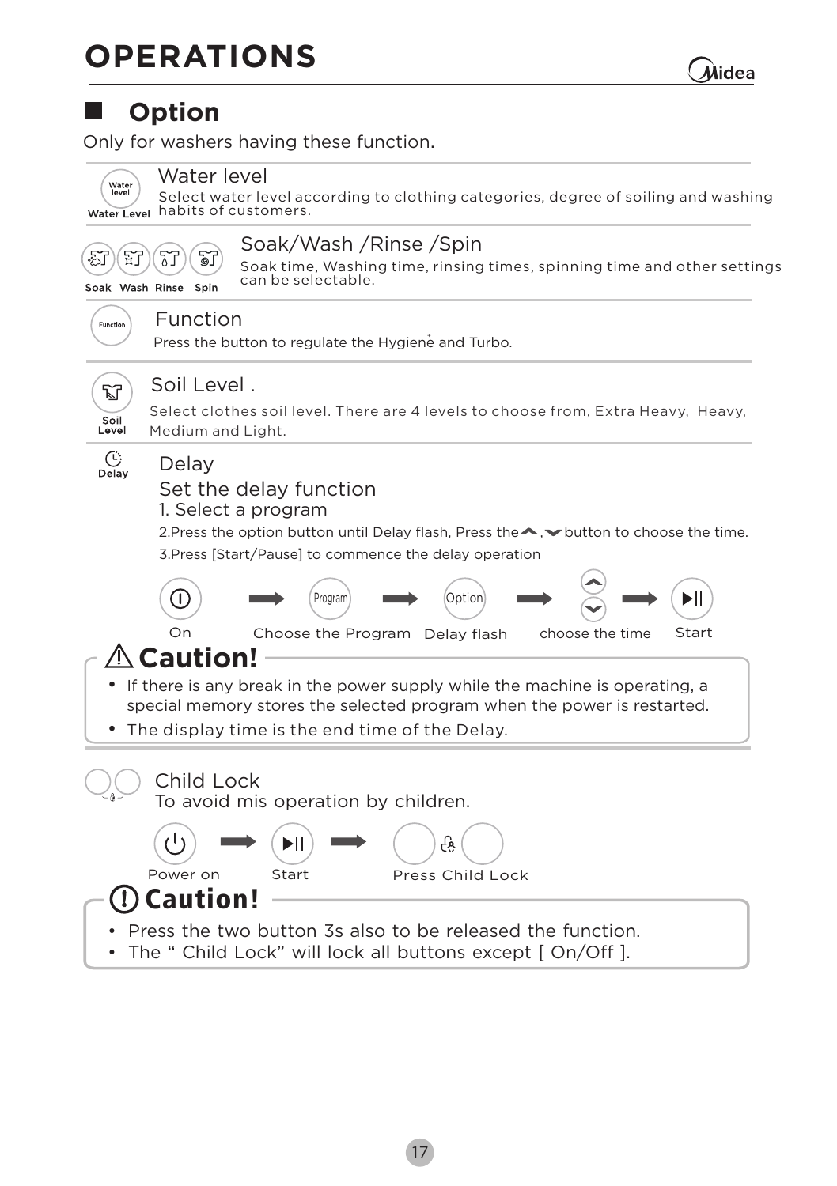# OPERATIONS

## Option

Only for washers having these function.

### Water level

Water Level

Select water level according to clothing categories, degree of soiling and washing habits of customers.

### Soak/Wash /Rinse /Spin

Soak Wash Rinse Spin

Soak time, Washing time, rinsing times, spinning time and other settings can be selectable.

### Function

Press the button to regulate the Hygiene and Turbo.

### Soil Level .

Soil Level

Select clothes soil level. There are 4 levels to choose from, Extra Heavy, Heavy, Medium and Light.

### Delay

Delay

Set the delay function

1. Select a program
2. Press the option button until Delay flash, Press the ︿, ﹀ button to choose the time.
3. Press [Start/Pause] to commence the delay operation

On → Choose the Program → Delay flash → choose the time → Start

**⚠ Caution!**

- If there is any break in the power supply while the machine is operating, a special memory stores the selected program when the power is restarted.
- The display time is the end time of the Delay.

### Child Lock

To avoid mis operation by children.

Power on → Start → Press Child Lock

**Caution!**

- Press the two button 3s also to be released the function.
- The " Child Lock" will lock all buttons except [ On/Off ].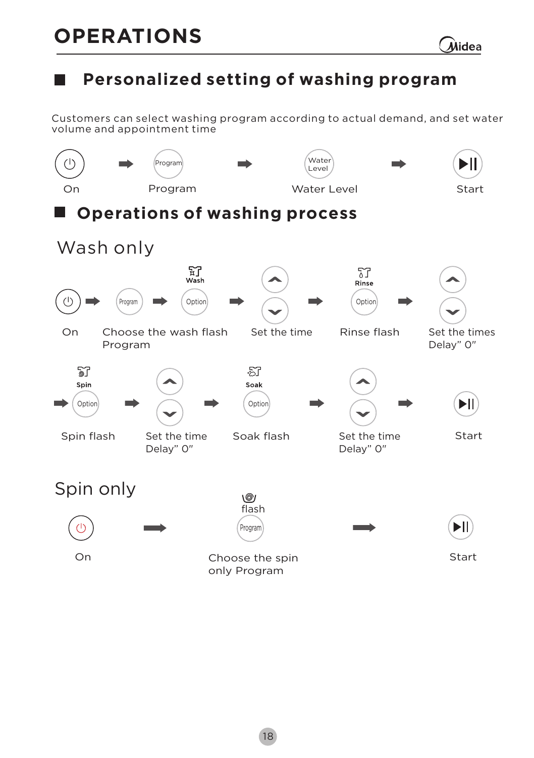# OPERATIONS

## Personalized setting of washing program

Customers can select washing program according to actual demand, and set water volume and appointment time

On ➡ Program ➡ Water Level ➡ Start

## Operations of washing process

### Wash only

On ➡ Choose the wash flash Program (Option / Wash) ➡ Set the time ➡ Rinse flash (Option / Rinse) ➡ Set the times Delay" 0"

➡ Spin flash (Option / Spin) ➡ Set the time Delay" 0" ➡ Soak flash (Option / Soak) ➡ Set the time Delay" 0" ➡ Start

### Spin only

On ➡ Choose the spin only Program (flash) ➡ Start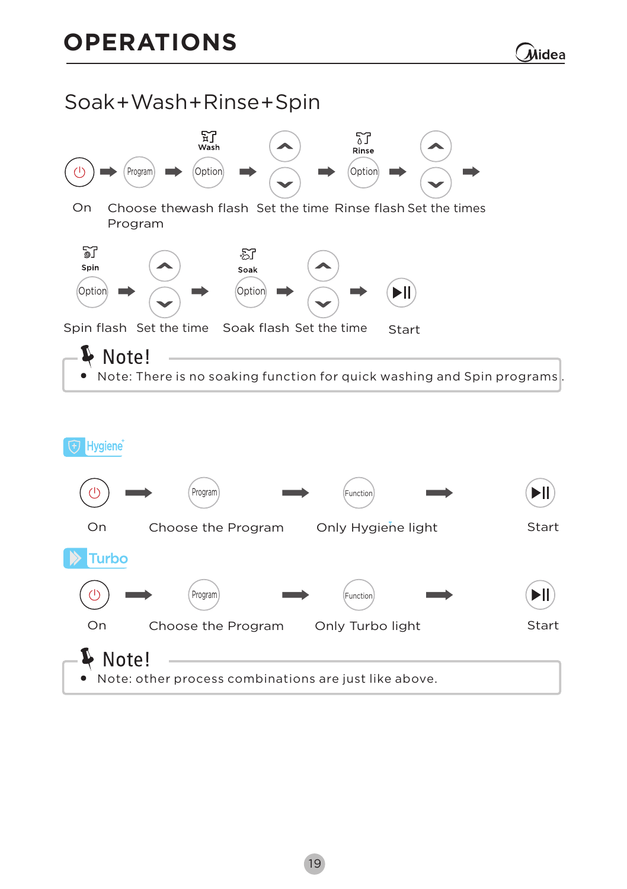## Soak+Wash+Rinse+Spin

On → Program → Option (Wash) → ▲/▼ → Option (Rinse) → ▲/▼ →

On | Choose the Program | wash flash | Set the time | Rinse flash | Set the times

Option (Spin) → ▲/▼ → Option (Soak) → ▲/▼ → ▶II

Spin flash | Set the time | Soak flash | Set the time | Start

**Note!**

- Note: There is no soaking function for quick washing and Spin programs.

### Hygiene

On → Program → Function → ▶II

On | Choose the Program | Only Hygiene light | Start

### Turbo

On → Program → Function → ▶II

On | Choose the Program | Only Turbo light | Start

**Note!**

- Note: other process combinations are just like above.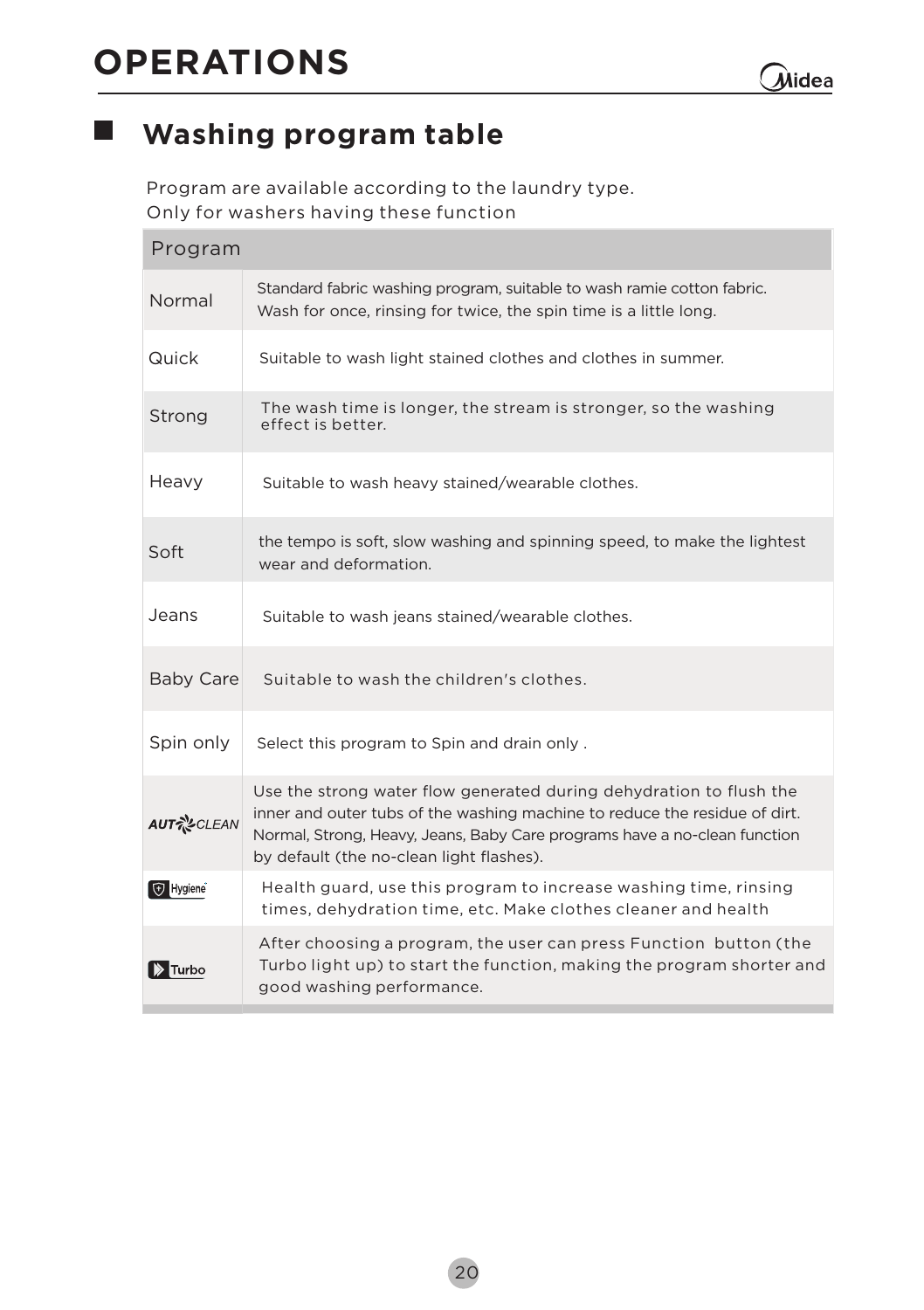# OPERATIONS

## Washing program table

Program are available according to the laundry type.
Only for washers having these function

| Program | |
|---|---|
| Normal | Standard fabric washing program, suitable to wash ramie cotton fabric. Wash for once, rinsing for twice, the spin time is a little long. |
| Quick | Suitable to wash light stained clothes and clothes in summer. |
| Strong | The wash time is longer, the stream is stronger, so the washing effect is better. |
| Heavy | Suitable to wash heavy stained/wearable clothes. |
| Soft | the tempo is soft, slow washing and spinning speed, to make the lightest wear and deformation. |
| Jeans | Suitable to wash jeans stained/wearable clothes. |
| Baby Care | Suitable to wash the children's clothes. |
| Spin only | Select this program to Spin and drain only . |
| AUTO CLEAN | Use the strong water flow generated during dehydration to flush the inner and outer tubs of the washing machine to reduce the residue of dirt. Normal, Strong, Heavy, Jeans, Baby Care programs have a no-clean function by default (the no-clean light flashes). |
| Hygiene | Health guard, use this program to increase washing time, rinsing times, dehydration time, etc. Make clothes cleaner and health |
| Turbo | After choosing a program, the user can press Function button (the Turbo light up) to start the function, making the program shorter and good washing performance. |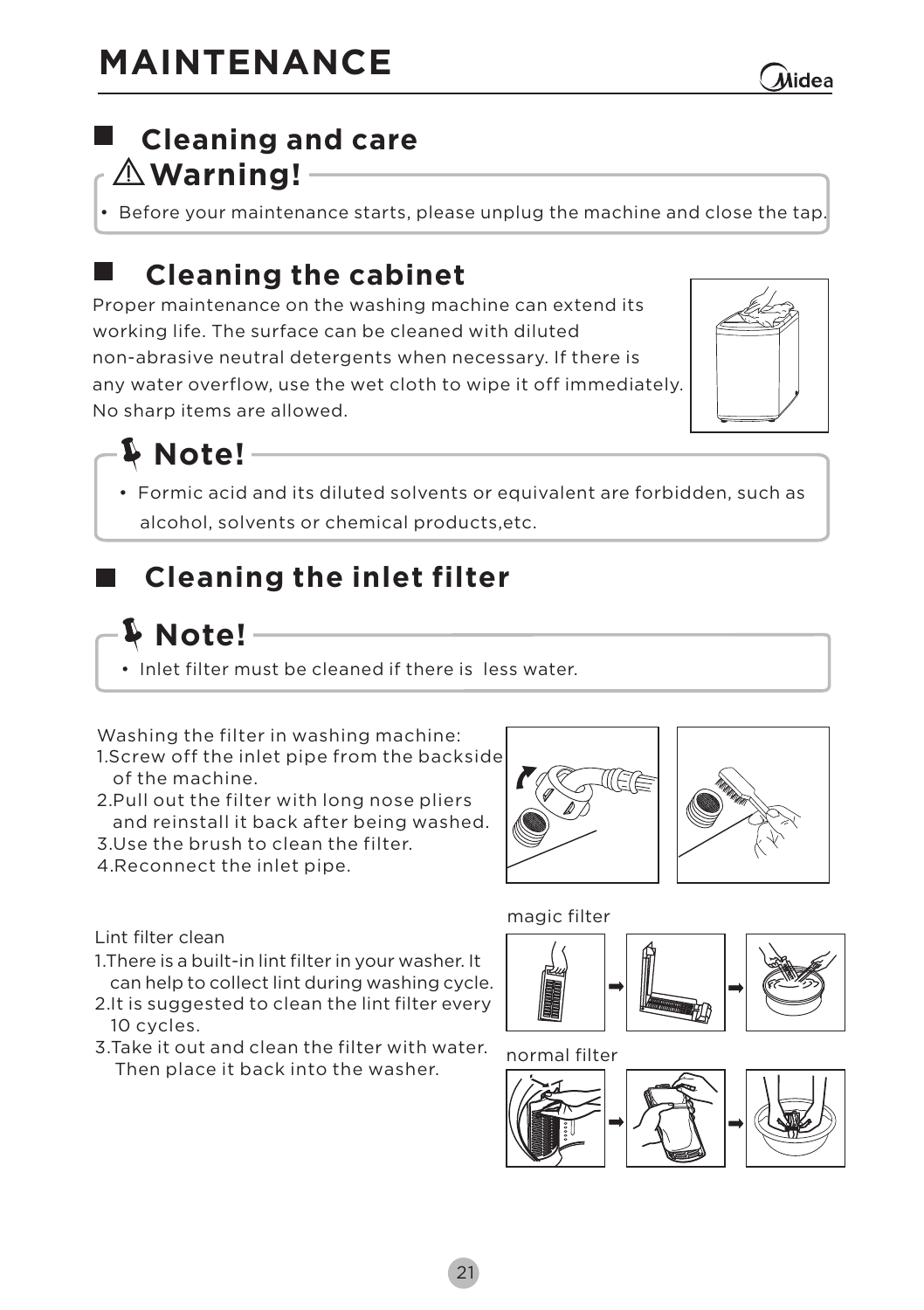# MAINTENANCE

## Cleaning and care

**⚠Warning!**

- Before your maintenance starts, please unplug the machine and close the tap.

## Cleaning the cabinet

Proper maintenance on the washing machine can extend its working life. The surface can be cleaned with diluted non-abrasive neutral detergents when necessary. If there is any water overflow, use the wet cloth to wipe it off immediately. No sharp items are allowed.

**Note!**

- Formic acid and its diluted solvents or equivalent are forbidden, such as alcohol, solvents or chemical products,etc.

## Cleaning the inlet filter

**Note!**

- Inlet filter must be cleaned if there is less water.

Washing the filter in washing machine:

1. Screw off the inlet pipe from the backside of the machine.
2. Pull out the filter with long nose pliers and reinstall it back after being washed.
3. Use the brush to clean the filter.
4. Reconnect the inlet pipe.

Lint filter clean

1. There is a built-in lint filter in your washer. It can help to collect lint during washing cycle.
2. It is suggested to clean the lint filter every 10 cycles.
3. Take it out and clean the filter with water. Then place it back into the washer.

magic filter

normal filter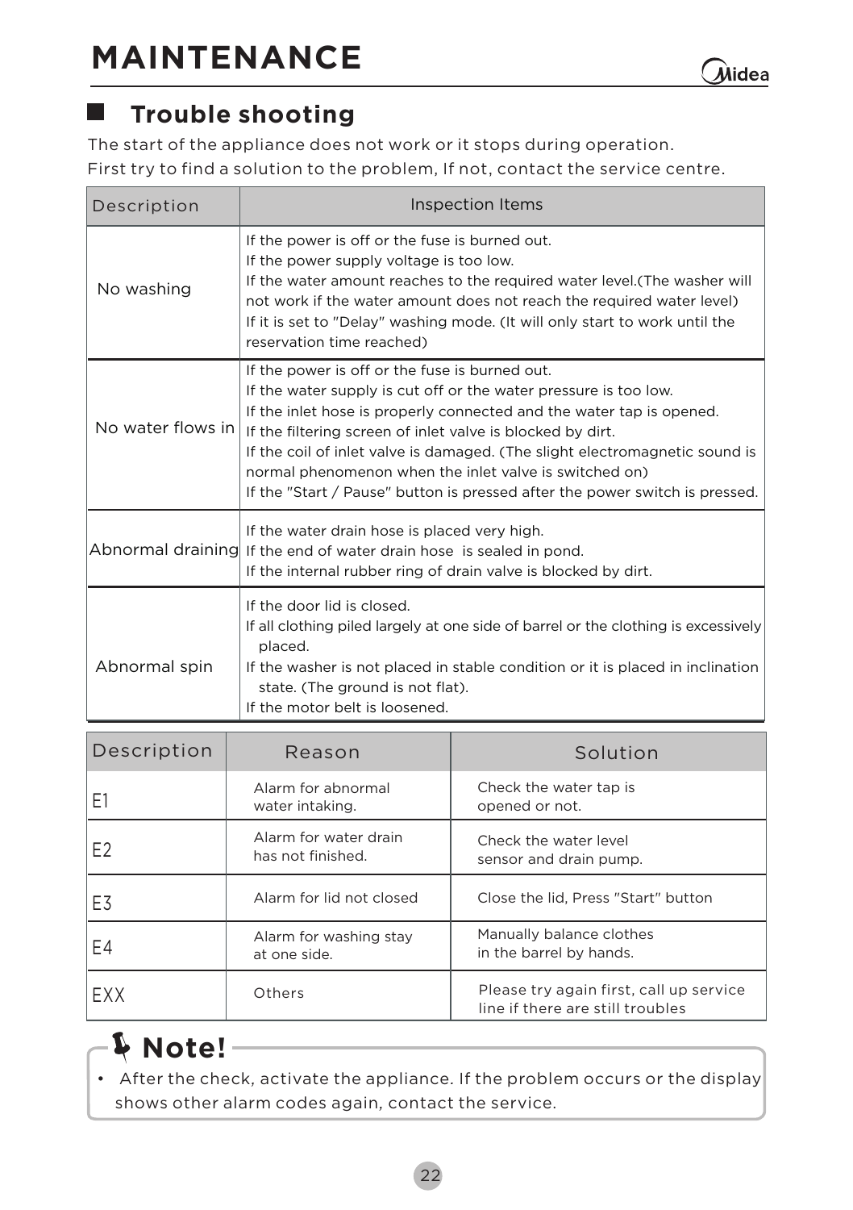# MAINTENANCE

## Trouble shooting

The start of the appliance does not work or it stops during operation.
First try to find a solution to the problem, If not, contact the service centre.

| Description | Inspection Items |
| --- | --- |
| No washing | If the power is off or the fuse is burned out.<br>If the power supply voltage is too low.<br>If the water amount reaches to the required water level.(The washer will not work if the water amount does not reach the required water level)<br>If it is set to "Delay" washing mode. (It will only start to work until the reservation time reached) |
| No water flows in | If the power is off or the fuse is burned out.<br>If the water supply is cut off or the water pressure is too low.<br>If the inlet hose is properly connected and the water tap is opened.<br>If the filtering screen of inlet valve is blocked by dirt.<br>If the coil of inlet valve is damaged. (The slight electromagnetic sound is normal phenomenon when the inlet valve is switched on)<br>If the "Start / Pause" button is pressed after the power switch is pressed. |
| Abnormal draining | If the water drain hose is placed very high.<br>If the end of water drain hose is sealed in pond.<br>If the internal rubber ring of drain valve is blocked by dirt. |
| Abnormal spin | If the door lid is closed.<br>If all clothing piled largely at one side of barrel or the clothing is excessively placed.<br>If the washer is not placed in stable condition or it is placed in inclination state. (The ground is not flat).<br>If the motor belt is loosened. |

| Description | Reason | Solution |
| --- | --- | --- |
| E1 | Alarm for abnormal water intaking. | Check the water tap is opened or not. |
| E2 | Alarm for water drain has not finished. | Check the water level sensor and drain pump. |
| E3 | Alarm for lid not closed | Close the lid, Press "Start" button |
| E4 | Alarm for washing stay at one side. | Manually balance clothes in the barrel by hands. |
| EXX | Others | Please try again first, call up service line if there are still troubles |

**Note!**

- After the check, activate the appliance. If the problem occurs or the display shows other alarm codes again, contact the service.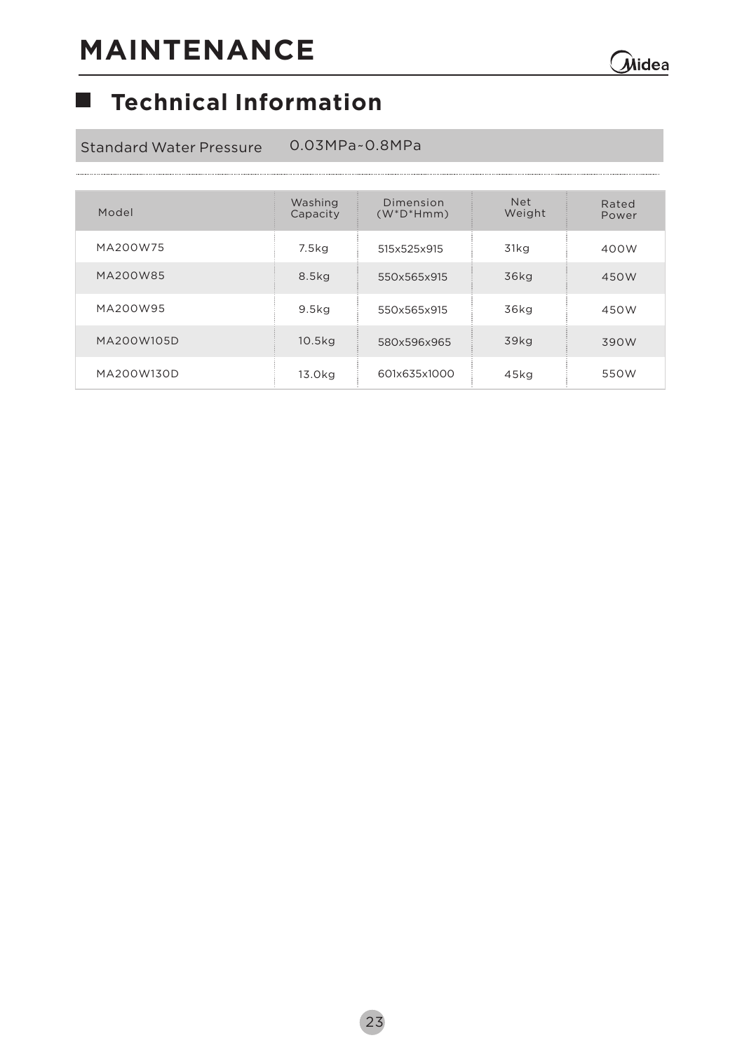# MAINTENANCE

## Technical Information

| Standard Water Pressure | 0.03MPa~0.8MPa |
|---|---|

| Model | Washing Capacity | Dimension (W*D*Hmm) | Net Weight | Rated Power |
|---|---|---|---|---|
| MA200W75 | 7.5kg | 515x525x915 | 31kg | 400W |
| MA200W85 | 8.5kg | 550x565x915 | 36kg | 450W |
| MA200W95 | 9.5kg | 550x565x915 | 36kg | 450W |
| MA200W105D | 10.5kg | 580x596x965 | 39kg | 390W |
| MA200W130D | 13.0kg | 601x635x1000 | 45kg | 550W |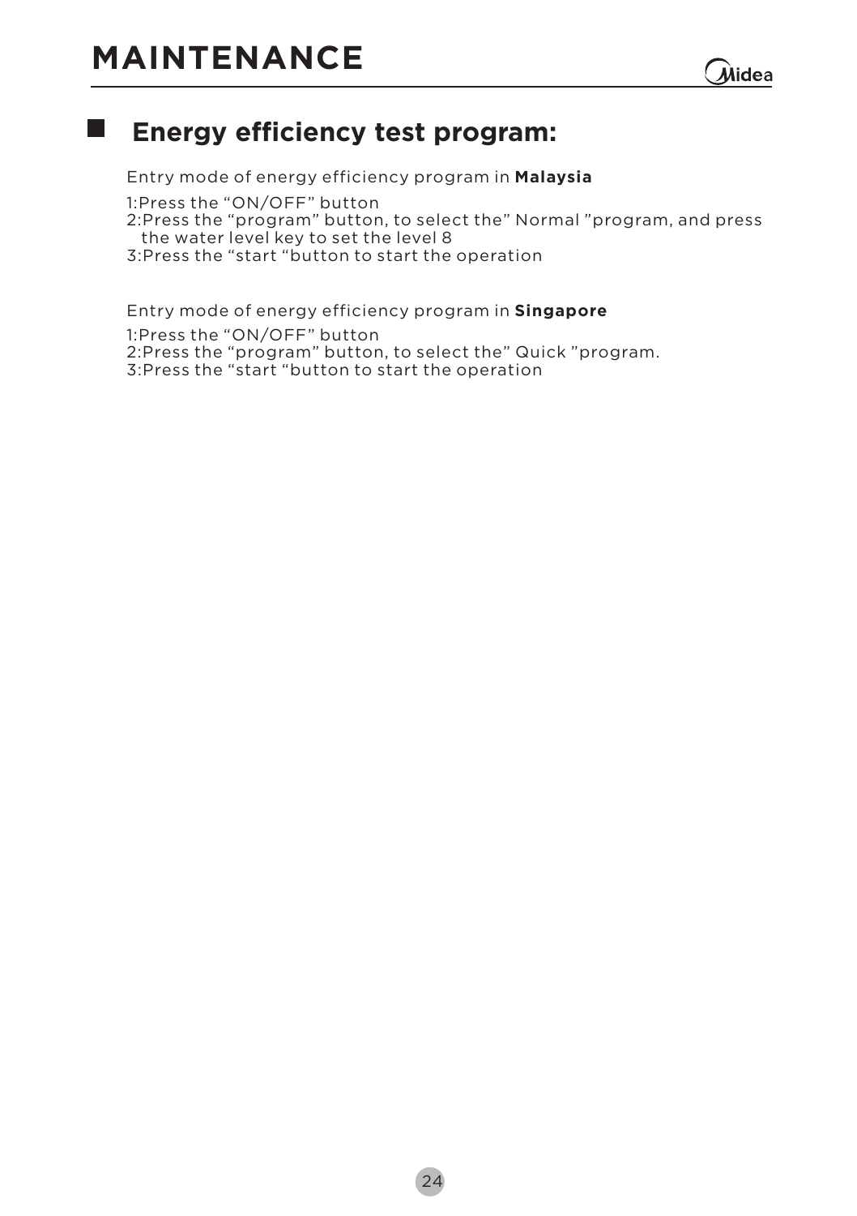# MAINTENANCE

## Energy efficiency test program:

Entry mode of energy efficiency program in **Malaysia**

1:Press the “ON/OFF” button
2:Press the “program” button, to select the” Normal ”program, and press the water level key to set the level 8
3:Press the “start “button to start the operation

Entry mode of energy efficiency program in **Singapore**

1:Press the “ON/OFF” button
2:Press the “program” button, to select the” Quick ”program.
3:Press the “start “button to start the operation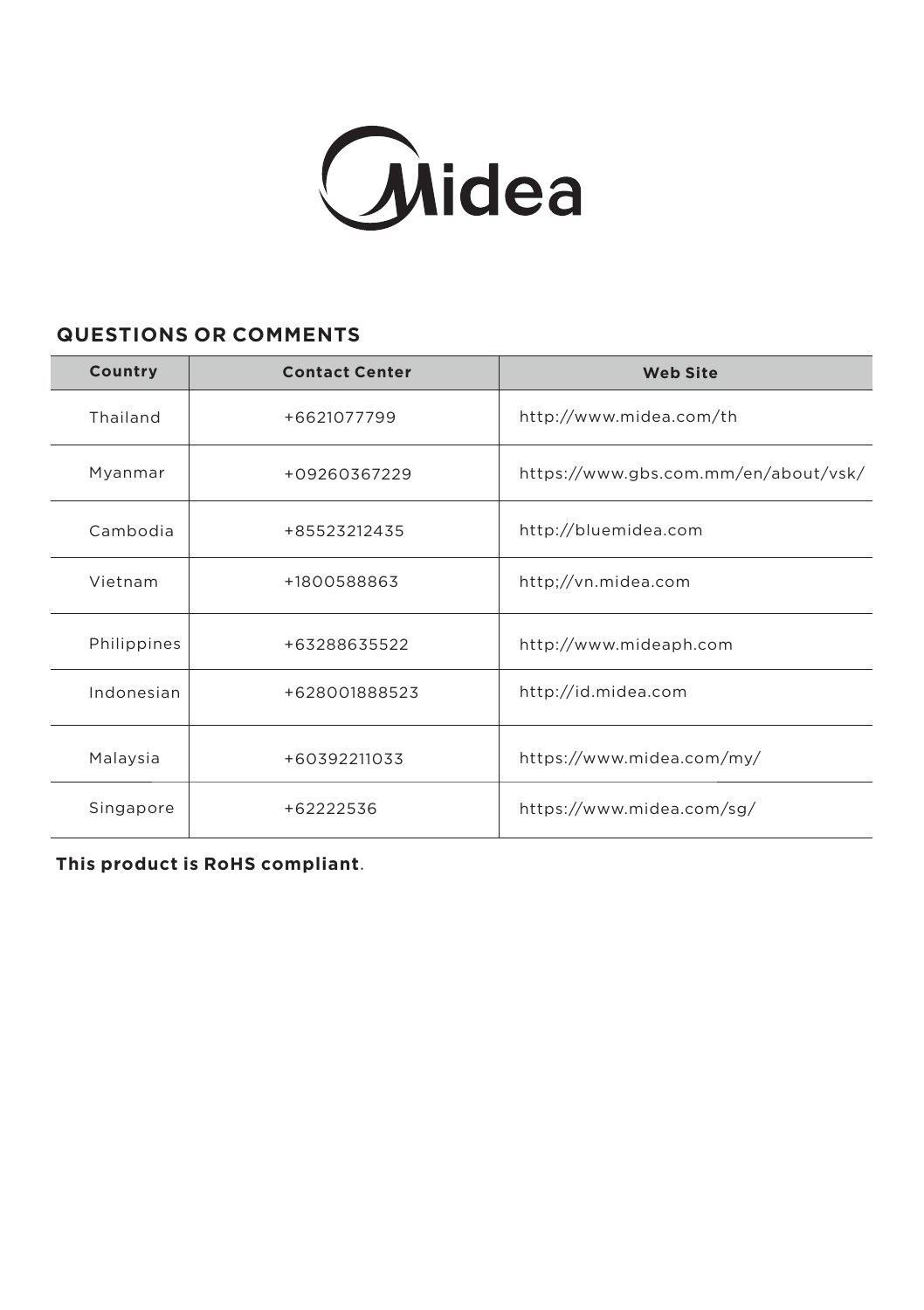Midea

## QUESTIONS OR COMMENTS

| Country | Contact Center | Web Site |
|---|---|---|
| Thailand | +6621077799 | http://www.midea.com/th |
| Myanmar | +09260367229 | https://www.gbs.com.mm/en/about/vsk/ |
| Cambodia | +85523212435 | http://bluemidea.com |
| Vietnam | +1800588863 | http;//vn.midea.com |
| Philippines | +63288635522 | http://www.mideaph.com |
| Indonesian | +628001888523 | http://id.midea.com |
| Malaysia | +60392211033 | https://www.midea.com/my/ |
| Singapore | +62222536 | https://www.midea.com/sg/ |

**This product is RoHS compliant**.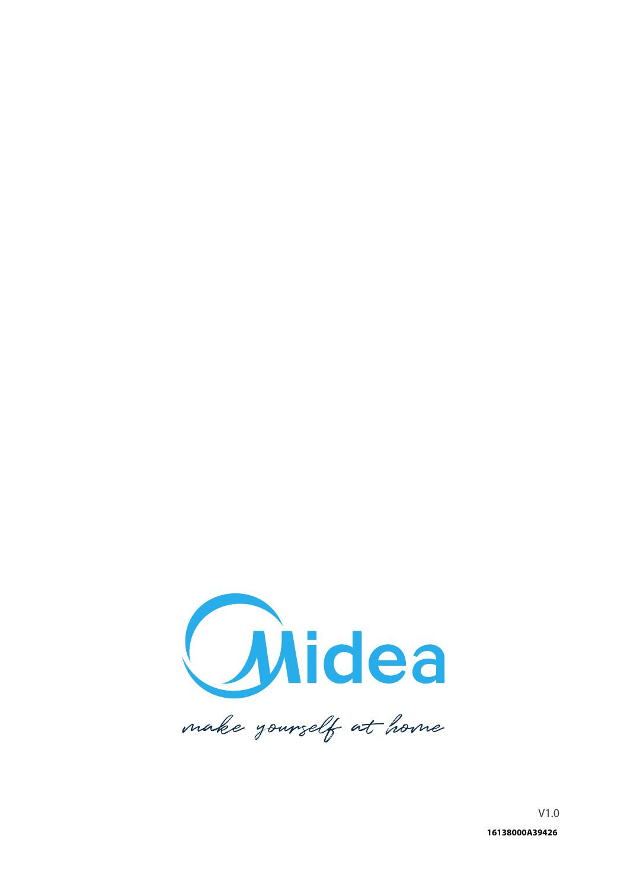Midea

make yourself at home

V1.0

**16138000A39426**